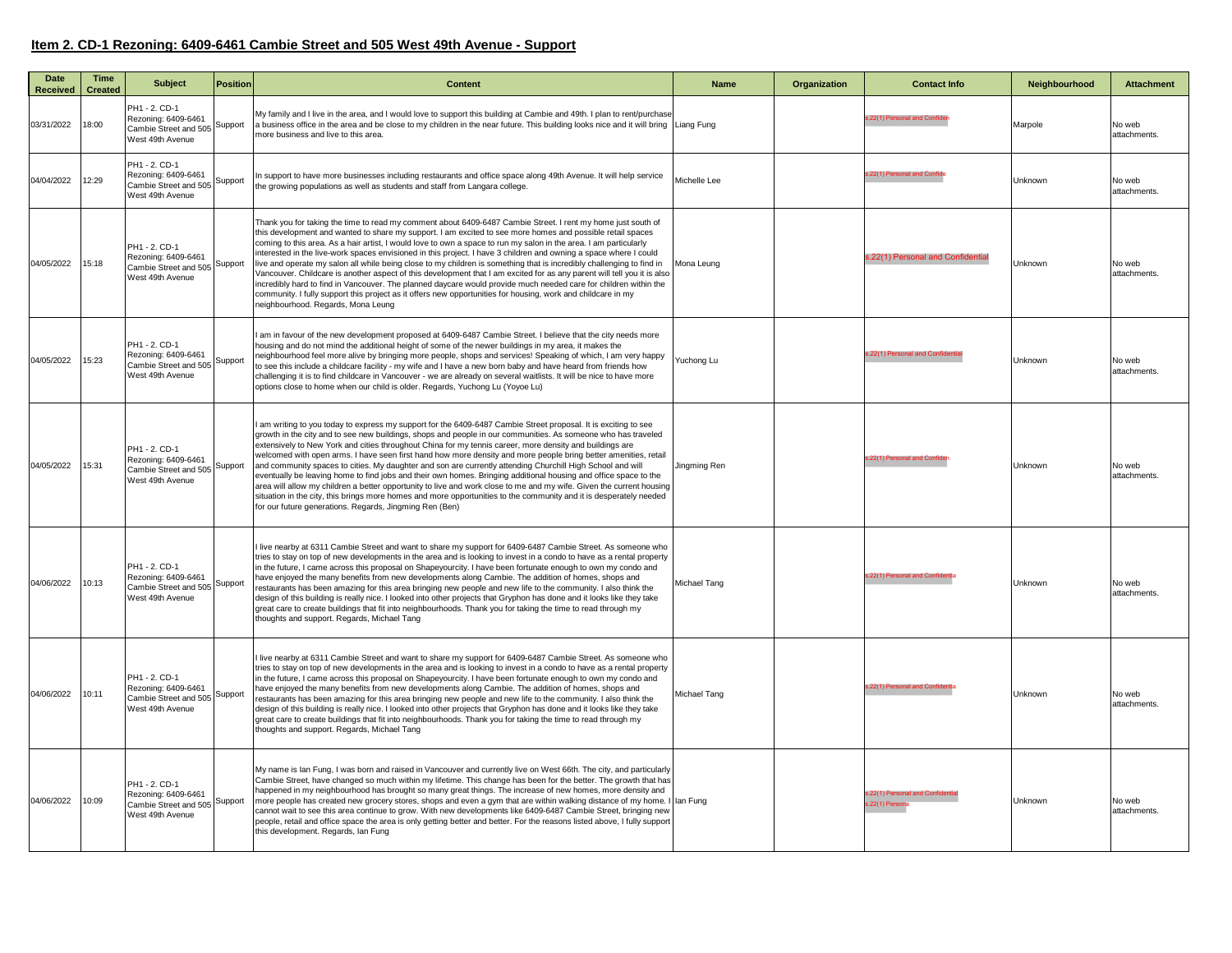## Item 2. CD-1 Rezoning: 6409-6461 Cambie Street and 505 West 49th Avenue - Support

| Date Received | Time Created | Subject | Position | Content | Name | Organization | Contact Info | Neighbourhood | Attachment |
|---|---|---|---|---|---|---|---|---|---|
| 03/31/2022 | 18:00 | PH1 - 2. CD-1 Rezoning: 6409-6461 Cambie Street and 505 West 49th Avenue | Support | My family and I live in the area, and I would love to support this building at Cambie and 49th. I plan to rent/purchase a business office in the area and be close to my children in the near future. This building looks nice and it will bring more business and live to this area. | Liang Fung | | s.22(1) Personal and Confiden | Marpole | No web attachments. |
| 04/04/2022 | 12:29 | PH1 - 2. CD-1 Rezoning: 6409-6461 Cambie Street and 505 West 49th Avenue | Support | In support to have more businesses including restaurants and office space along 49th Avenue. It will help service the growing populations as well as students and staff from Langara college. | Michelle Lee | | s.22(1) Personal and Confide | Unknown | No web attachments. |
| 04/05/2022 | 15:18 | PH1 - 2. CD-1 Rezoning: 6409-6461 Cambie Street and 505 West 49th Avenue | Support | Thank you for taking the time to read my comment about 6409-6487 Cambie Street. I rent my home just south of this development and wanted to share my support. I am excited to see more homes and possible retail spaces coming to this area. As a hair artist, I would love to own a space to run my salon in the area. I am particularly interested in the live-work spaces envisioned in this project. I have 3 children and owning a space where I could live and operate my salon all while being close to my children is something that is incredibly challenging to find in Vancouver. Childcare is another aspect of this development that I am excited for as any parent will tell you it is also incredibly hard to find in Vancouver. The planned daycare would provide much needed care for children within the community. I fully support this project as it offers new opportunities for housing, work and childcare in my neighbourhood. Regards, Mona Leung | Mona Leung | | s.22(1) Personal and Confidential | Unknown | No web attachments. |
| 04/05/2022 | 15:23 | PH1 - 2. CD-1 Rezoning: 6409-6461 Cambie Street and 505 West 49th Avenue | Support | I am in favour of the new development proposed at 6409-6487 Cambie Street. I believe that the city needs more housing and do not mind the additional height of some of the newer buildings in my area, it makes the neighbourhood feel more alive by bringing more people, shops and services! Speaking of which, I am very happy to see this include a childcare facility - my wife and I have a new born baby and have heard from friends how challenging it is to find childcare in Vancouver - we are already on several waitlists. It will be nice to have more options close to home when our child is older. Regards, Yuchong Lu (Yoyoe Lu) | Yuchong Lu | | s.22(1) Personal and Confidential | Unknown | No web attachments. |
| 04/05/2022 | 15:31 | PH1 - 2. CD-1 Rezoning: 6409-6461 Cambie Street and 505 West 49th Avenue | Support | I am writing to you today to express my support for the 6409-6487 Cambie Street proposal. It is exciting to see growth in the city and to see new buildings, shops and people in our communities. As someone who has traveled extensively to New York and cities throughout China for my tennis career, more density and buildings are welcomed with open arms. I have seen first hand how more density and more people bring better amenities, retail and community spaces to cities. My daughter and son are currently attending Churchill High School and will eventually be leaving home to find jobs and their own homes. Bringing additional housing and office space to the area will allow my children a better opportunity to live and work close to me and my wife. Given the current housing situation in the city, this brings more homes and more opportunities to the community and it is desperately needed for our future generations. Regards, Jingming Ren (Ben) | Jingming Ren | | s.22(1) Personal and Confiden | Unknown | No web attachments. |
| 04/06/2022 | 10:13 | PH1 - 2. CD-1 Rezoning: 6409-6461 Cambie Street and 505 West 49th Avenue | Support | I live nearby at 6311 Cambie Street and want to share my support for 6409-6487 Cambie Street. As someone who tries to stay on top of new developments in the area and is looking to invest in a condo to have as a rental property in the future, I came across this proposal on Shapeyourcity. I have been fortunate enough to own my condo and have enjoyed the many benefits from new developments along Cambie. The addition of homes, shops and restaurants has been amazing for this area bringing new people and new life to the community. I also think the design of this building is really nice. I looked into other projects that Gryphon has done and it looks like they take great care to create buildings that fit into neighbourhoods. Thank you for taking the time to read through my thoughts and support. Regards, Michael Tang | Michael Tang | | s.22(1) Personal and Confidentia | Unknown | No web attachments. |
| 04/06/2022 | 10:11 | PH1 - 2. CD-1 Rezoning: 6409-6461 Cambie Street and 505 West 49th Avenue | Support | I live nearby at 6311 Cambie Street and want to share my support for 6409-6487 Cambie Street. As someone who tries to stay on top of new developments in the area and is looking to invest in a condo to have as a rental property in the future, I came across this proposal on Shapeyourcity. I have been fortunate enough to own my condo and have enjoyed the many benefits from new developments along Cambie. The addition of homes, shops and restaurants has been amazing for this area bringing new people and new life to the community. I also think the design of this building is really nice. I looked into other projects that Gryphon has done and it looks like they take great care to create buildings that fit into neighbourhoods. Thank you for taking the time to read through my thoughts and support. Regards, Michael Tang | Michael Tang | | s.22(1) Personal and Confidentia | Unknown | No web attachments. |
| 04/06/2022 | 10:09 | PH1 - 2. CD-1 Rezoning: 6409-6461 Cambie Street and 505 West 49th Avenue | Support | My name is Ian Fung, I was born and raised in Vancouver and currently live on West 66th. The city, and particularly Cambie Street, have changed so much within my lifetime. This change has been for the better. The growth that has happened in my neighbourhood has brought so many great things. The increase of new homes, more density and more people has created new grocery stores, shops and even a gym that are within walking distance of my home. I cannot wait to see this area continue to grow. With new developments like 6409-6487 Cambie Street, bringing new people, retail and office space the area is only getting better and better. For the reasons listed above, I fully support this development. Regards, Ian Fung | Ian Fung | | s.22(1) Personal and Confidential s.22(1) Persona | Unknown | No web attachments. |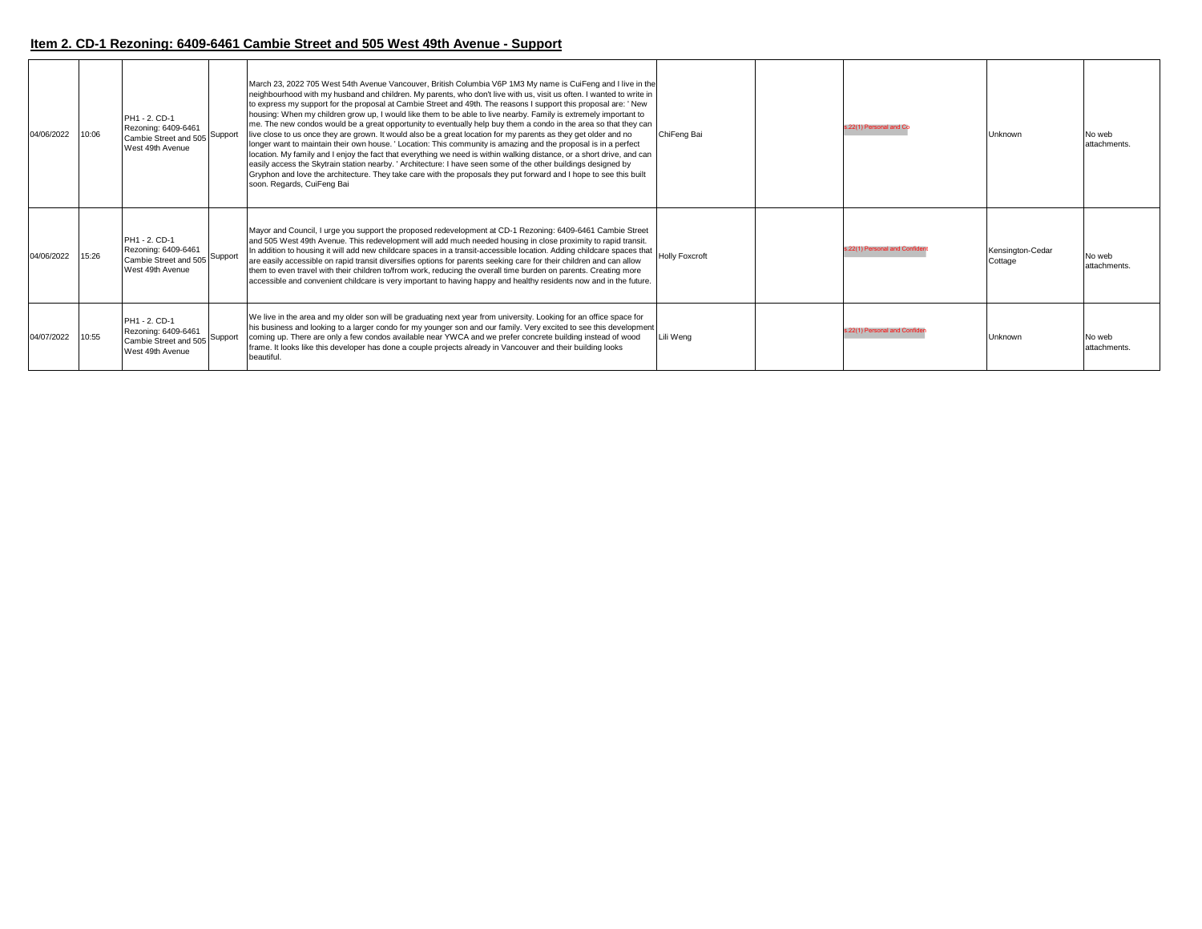## Item 2. CD-1 Rezoning: 6409-6461 Cambie Street and 505 West 49th Avenue - Support

| | | | | | | | | | |
|---|---|---|---|---|---|---|---|---|---|
| 04/06/2022 | 10:06 | PH1 - 2. CD-1 Rezoning: 6409-6461 Cambie Street and 505 West 49th Avenue | Support | March 23, 2022 705 West 54th Avenue Vancouver, British Columbia V6P 1M3 My name is CuiFeng and I live in the neighbourhood with my husband and children. My parents, who don't live with us, visit us often. I wanted to write in to express my support for the proposal at Cambie Street and 49th. The reasons I support this proposal are: ' New housing: When my children grow up, I would like them to be able to live nearby. Family is extremely important to me. The new condos would be a great opportunity to eventually help buy them a condo in the area so that they can live close to us once they are grown. It would also be a great location for my parents as they get older and no longer want to maintain their own house. ' Location: This community is amazing and the proposal is in a perfect location. My family and I enjoy the fact that everything we need is within walking distance, or a short drive, and can easily access the Skytrain station nearby. ' Architecture: I have seen some of the other buildings designed by Gryphon and love the architecture. They take care with the proposals they put forward and I hope to see this built soon. Regards, CuiFeng Bai | ChiFeng Bai | | s.22(1) Personal and Co | Unknown | No web attachments. |
| 04/06/2022 | 15:26 | PH1 - 2. CD-1 Rezoning: 6409-6461 Cambie Street and 505 West 49th Avenue | Support | Mayor and Council, I urge you support the proposed redevelopment at CD-1 Rezoning: 6409-6461 Cambie Street and 505 West 49th Avenue. This redevelopment will add much needed housing in close proximity to rapid transit. In addition to housing it will add new childcare spaces in a transit-accessible location. Adding childcare spaces that are easily accessible on rapid transit diversifies options for parents seeking care for their children and can allow them to even travel with their children to/from work, reducing the overall time burden on parents. Creating more accessible and convenient childcare is very important to having happy and healthy residents now and in the future. | Holly Foxcroft | | s.22(1) Personal and Confident | Kensington-Cedar Cottage | No web attachments. |
| 04/07/2022 | 10:55 | PH1 - 2. CD-1 Rezoning: 6409-6461 Cambie Street and 505 West 49th Avenue | Support | We live in the area and my older son will be graduating next year from university. Looking for an office space for his business and looking to a larger condo for my younger son and our family. Very excited to see this development coming up. There are only a few condos available near YWCA and we prefer concrete building instead of wood frame. It looks like this developer has done a couple projects already in Vancouver and their building looks beautiful. | Lili Weng | | s.22(1) Personal and Confiden | Unknown | No web attachments. |